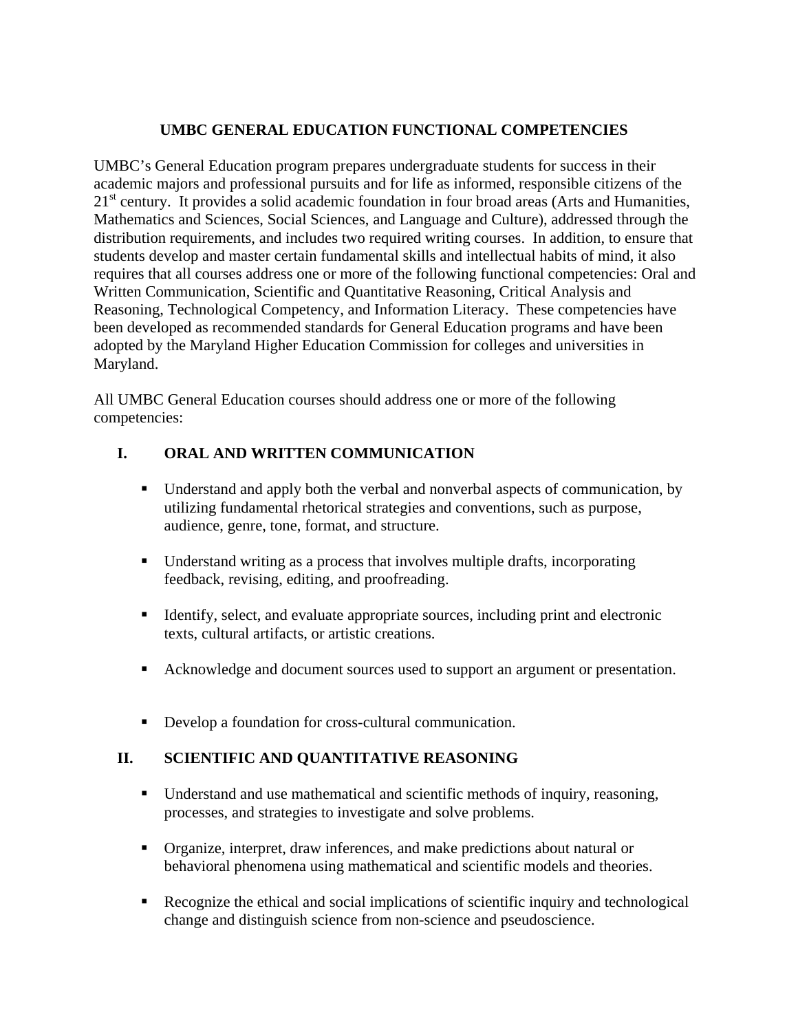# UMBC GENERAL EDUCATION FUNCTIONAL COMPETENCIES

UMBC's General Education program prepares undergraduate students for success in their academic majors and professional pursuits and for life as informed, responsible citizens of the 21st century. It provides a solid academic foundation in four broad areas (Arts and Humanities, Mathematics and Sciences, Social Sciences, and Language and Culture), addressed through the distribution requirements, and includes two required writing courses. In addition, to ensure that students develop and master certain fundamental skills and intellectual habits of mind, it also requires that all courses address one or more of the following functional competencies: Oral and Written Communication, Scientific and Quantitative Reasoning, Critical Analysis and Reasoning, Technological Competency, and Information Literacy. These competencies have been developed as recommended standards for General Education programs and have been adopted by the Maryland Higher Education Commission for colleges and universities in Maryland.

All UMBC General Education courses should address one or more of the following competencies:

## I. ORAL AND WRITTEN COMMUNICATION

- Understand and apply both the verbal and nonverbal aspects of communication, by utilizing fundamental rhetorical strategies and conventions, such as purpose, audience, genre, tone, format, and structure.
- Understand writing as a process that involves multiple drafts, incorporating feedback, revising, editing, and proofreading.
- Identify, select, and evaluate appropriate sources, including print and electronic texts, cultural artifacts, or artistic creations.
- Acknowledge and document sources used to support an argument or presentation.
- Develop a foundation for cross-cultural communication.

## II. SCIENTIFIC AND QUANTITATIVE REASONING

- Understand and use mathematical and scientific methods of inquiry, reasoning, processes, and strategies to investigate and solve problems.
- Organize, interpret, draw inferences, and make predictions about natural or behavioral phenomena using mathematical and scientific models and theories.
- Recognize the ethical and social implications of scientific inquiry and technological change and distinguish science from non-science and pseudoscience.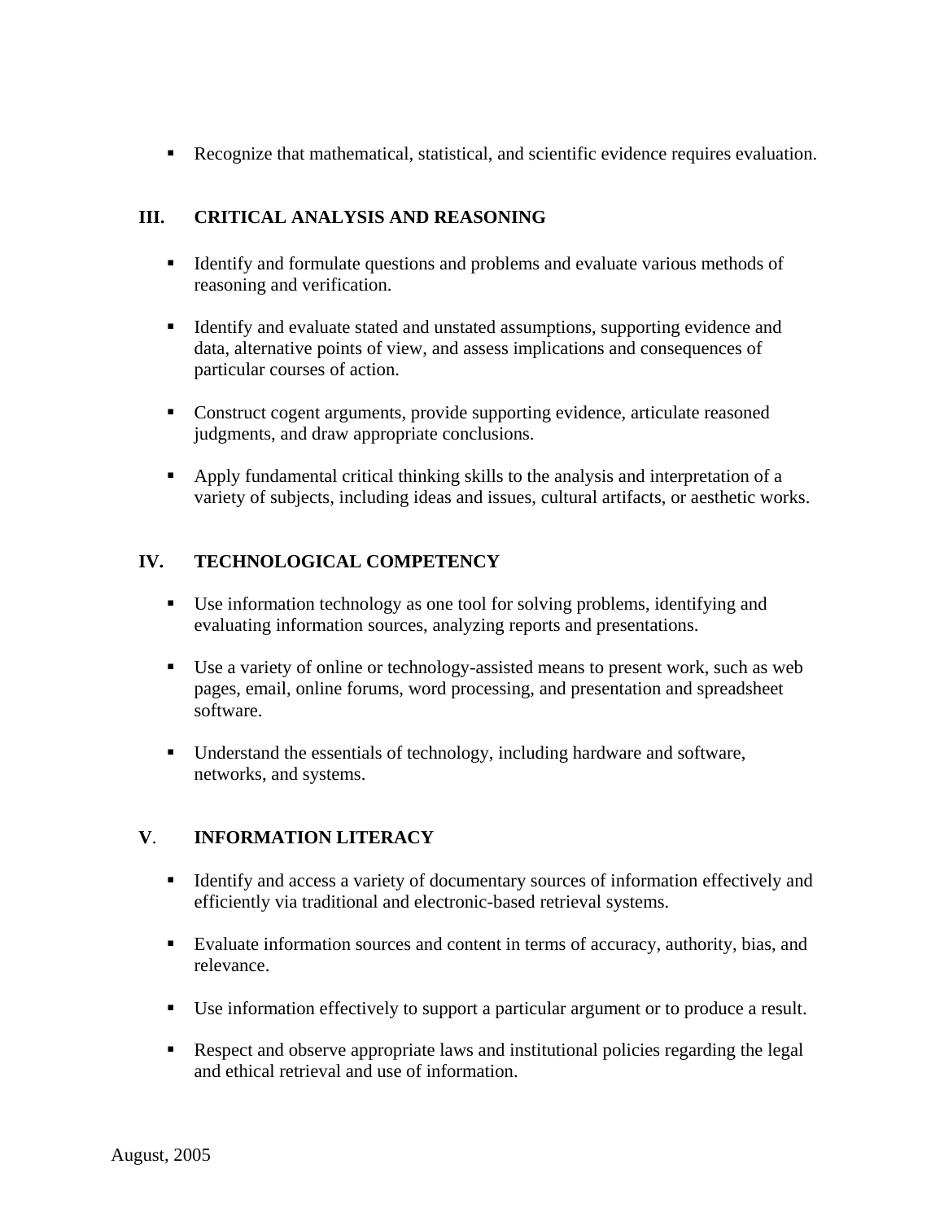- Recognize that mathematical, statistical, and scientific evidence requires evaluation.

## III. CRITICAL ANALYSIS AND REASONING

- Identify and formulate questions and problems and evaluate various methods of reasoning and verification.
- Identify and evaluate stated and unstated assumptions, supporting evidence and data, alternative points of view, and assess implications and consequences of particular courses of action.
- Construct cogent arguments, provide supporting evidence, articulate reasoned judgments, and draw appropriate conclusions.
- Apply fundamental critical thinking skills to the analysis and interpretation of a variety of subjects, including ideas and issues, cultural artifacts, or aesthetic works.

## IV. TECHNOLOGICAL COMPETENCY

- Use information technology as one tool for solving problems, identifying and evaluating information sources, analyzing reports and presentations.
- Use a variety of online or technology-assisted means to present work, such as web pages, email, online forums, word processing, and presentation and spreadsheet software.
- Understand the essentials of technology, including hardware and software, networks, and systems.

## V. INFORMATION LITERACY

- Identify and access a variety of documentary sources of information effectively and efficiently via traditional and electronic-based retrieval systems.
- Evaluate information sources and content in terms of accuracy, authority, bias, and relevance.
- Use information effectively to support a particular argument or to produce a result.
- Respect and observe appropriate laws and institutional policies regarding the legal and ethical retrieval and use of information.

August, 2005